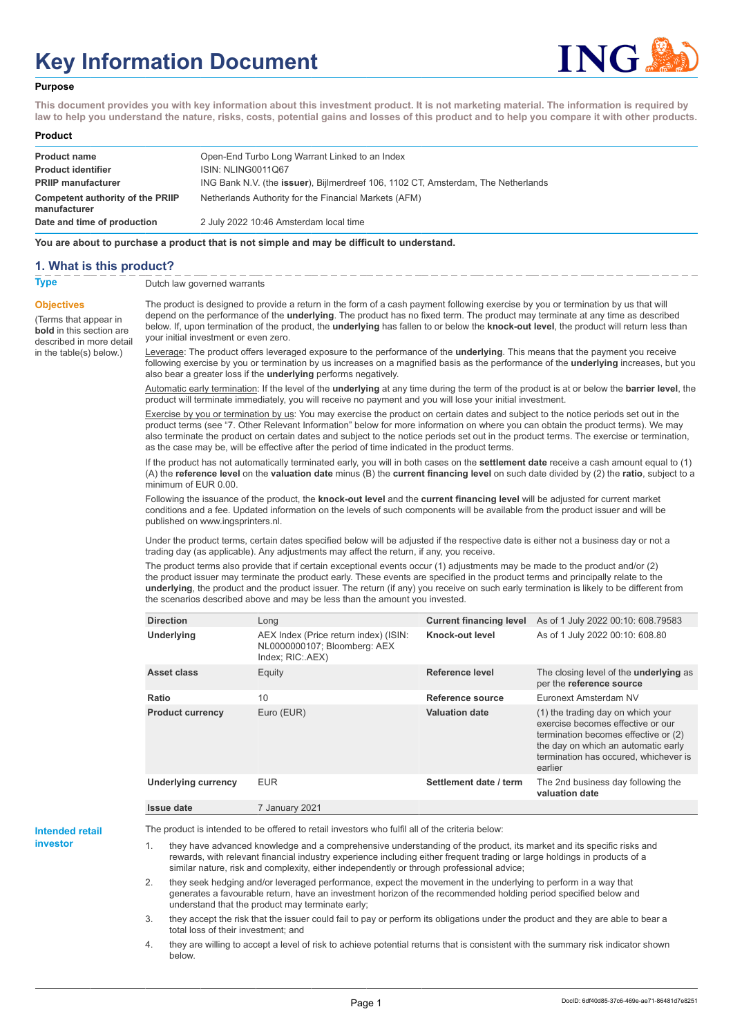# Key Information Document

**Purpose**

**This document provides you with key information about this investment product. It is not marketing material. The information is required by law to help you understand the nature, risks, costs, potential gains and losses of this product and to help you compare it with other products.**

**Product**

| | |
|---|---|
| **Product name** | Open-End Turbo Long Warrant Linked to an Index |
| **Product identifier** | ISIN: NLING0011Q67 |
| **PRIIP manufacturer** | ING Bank N.V. (the **issuer**), Bijlmerdreef 106, 1102 CT, Amsterdam, The Netherlands |
| **Competent authority of the PRIIP manufacturer** | Netherlands Authority for the Financial Markets (AFM) |
| **Date and time of production** | 2 July 2022 10:46 Amsterdam local time |

**You are about to purchase a product that is not simple and may be difficult to understand.**

## 1. What is this product?

**Type**

Dutch law governed warrants

**Objectives**

(Terms that appear in **bold** in this section are described in more detail in the table(s) below.)

The product is designed to provide a return in the form of a cash payment following exercise by you or termination by us that will depend on the performance of the **underlying**. The product has no fixed term. The product may terminate at any time as described below. If, upon termination of the product, the **underlying** has fallen to or below the **knock-out level**, the product will return less than your initial investment or even zero.

Leverage: The product offers leveraged exposure to the performance of the **underlying**. This means that the payment you receive following exercise by you or termination by us increases on a magnified basis as the performance of the **underlying** increases, but you also bear a greater loss if the **underlying** performs negatively.

Automatic early termination: If the level of the **underlying** at any time during the term of the product is at or below the **barrier level**, the product will terminate immediately, you will receive no payment and you will lose your initial investment.

Exercise by you or termination by us: You may exercise the product on certain dates and subject to the notice periods set out in the product terms (see "7. Other Relevant Information" below for more information on where you can obtain the product terms). We may also terminate the product on certain dates and subject to the notice periods set out in the product terms. The exercise or termination, as the case may be, will be effective after the period of time indicated in the product terms.

If the product has not automatically terminated early, you will in both cases on the **settlement date** receive a cash amount equal to (1) (A) the **reference level** on the **valuation date** minus (B) the **current financing level** on such date divided by (2) the **ratio**, subject to a minimum of EUR 0.00.

Following the issuance of the product, the **knock-out level** and the **current financing level** will be adjusted for current market conditions and a fee. Updated information on the levels of such components will be available from the product issuer and will be published on www.ingsprinters.nl.

Under the product terms, certain dates specified below will be adjusted if the respective date is either not a business day or not a trading day (as applicable). Any adjustments may affect the return, if any, you receive.

The product terms also provide that if certain exceptional events occur (1) adjustments may be made to the product and/or (2) the product issuer may terminate the product early. These events are specified in the product terms and principally relate to the **underlying**, the product and the product issuer. The return (if any) you receive on such early termination is likely to be different from the scenarios described above and may be less than the amount you invested.

| | | | |
|---|---|---|---|
| **Direction** | Long | **Current financing level** | As of 1 July 2022 00:10: 608.79583 |
| **Underlying** | AEX Index (Price return index) (ISIN: NL0000000107; Bloomberg: AEX Index; RIC:.AEX) | **Knock-out level** | As of 1 July 2022 00:10: 608.80 |
| **Asset class** | Equity | **Reference level** | The closing level of the **underlying** as per the **reference source** |
| **Ratio** | 10 | **Reference source** | Euronext Amsterdam NV |
| **Product currency** | Euro (EUR) | **Valuation date** | (1) the trading day on which your exercise becomes effective or our termination becomes effective or (2) the day on which an automatic early termination has occured, whichever is earlier |
| **Underlying currency** | EUR | **Settlement date / term** | The 2nd business day following the **valuation date** |
| **Issue date** | 7 January 2021 | | |

**Intended retail investor**

The product is intended to be offered to retail investors who fulfil all of the criteria below:

1. they have advanced knowledge and a comprehensive understanding of the product, its market and its specific risks and rewards, with relevant financial industry experience including either frequent trading or large holdings in products of a similar nature, risk and complexity, either independently or through professional advice;
2. they seek hedging and/or leveraged performance, expect the movement in the underlying to perform in a way that generates a favourable return, have an investment horizon of the recommended holding period specified below and understand that the product may terminate early;
3. they accept the risk that the issuer could fail to pay or perform its obligations under the product and they are able to bear a total loss of their investment; and
4. they are willing to accept a level of risk to achieve potential returns that is consistent with the summary risk indicator shown below.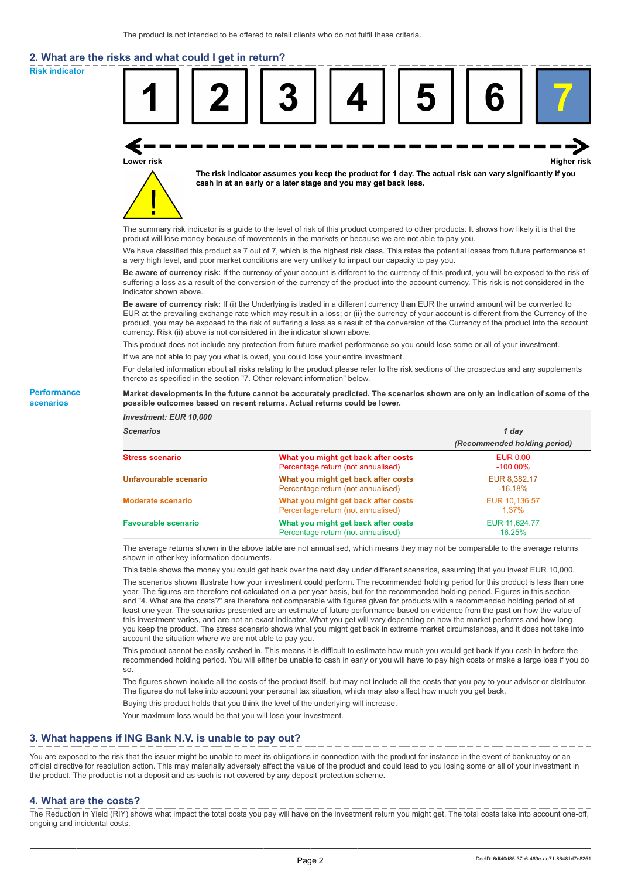The product is not intended to be offered to retail clients who do not fulfil these criteria.

## 2. What are the risks and what could I get in return?

**Risk indicator**

| 1 | 2 | 3 | 4 | 5 | 6 | **7** |
|---|---|---|---|---|---|---|

Lower risk — Higher risk

**The risk indicator assumes you keep the product for 1 day. The actual risk can vary significantly if you cash in at an early or a later stage and you may get back less.**

The summary risk indicator is a guide to the level of risk of this product compared to other products. It shows how likely it is that the product will lose money because of movements in the markets or because we are not able to pay you.

We have classified this product as 7 out of 7, which is the highest risk class. This rates the potential losses from future performance at a very high level, and poor market conditions are very unlikely to impact our capacity to pay you.

**Be aware of currency risk:** If the currency of your account is different to the currency of this product, you will be exposed to the risk of suffering a loss as a result of the conversion of the currency of the product into the account currency. This risk is not considered in the indicator shown above.

**Be aware of currency risk:** If (i) the Underlying is traded in a different currency than EUR the unwind amount will be converted to EUR at the prevailing exchange rate which may result in a loss; or (ii) the currency of your account is different from the Currency of the product, you may be exposed to the risk of suffering a loss as a result of the conversion of the Currency of the product into the account currency. Risk (ii) above is not considered in the indicator shown above.

This product does not include any protection from future market performance so you could lose some or all of your investment.

If we are not able to pay you what is owed, you could lose your entire investment.

For detailed information about all risks relating to the product please refer to the risk sections of the prospectus and any supplements thereto as specified in the section "7. Other relevant information" below.

**Performance scenarios**

**Market developments in the future cannot be accurately predicted. The scenarios shown are only an indication of some of the possible outcomes based on recent returns. Actual returns could be lower.**

*Investment: EUR 10,000*

| *Scenarios* | | *1 day* *(Recommended holding period)* |
|---|---|---|
| **Stress scenario** | **What you might get back after costs** | EUR 0.00 |
| | Percentage return (not annualised) | -100.00% |
| **Unfavourable scenario** | **What you might get back after costs** | EUR 8,382.17 |
| | Percentage return (not annualised) | -16.18% |
| **Moderate scenario** | **What you might get back after costs** | EUR 10,136.57 |
| | Percentage return (not annualised) | 1.37% |
| **Favourable scenario** | **What you might get back after costs** | EUR 11,624.77 |
| | Percentage return (not annualised) | 16.25% |

The average returns shown in the above table are not annualised, which means they may not be comparable to the average returns shown in other key information documents.

This table shows the money you could get back over the next day under different scenarios, assuming that you invest EUR 10,000.

The scenarios shown illustrate how your investment could perform. The recommended holding period for this product is less than one year. The figures are therefore not calculated on a per year basis, but for the recommended holding period. Figures in this section and "4. What are the costs?" are therefore not comparable with figures given for products with a recommended holding period of at least one year. The scenarios presented are an estimate of future performance based on evidence from the past on how the value of this investment varies, and are not an exact indicator. What you get will vary depending on how the market performs and how long you keep the product. The stress scenario shows what you might get back in extreme market circumstances, and it does not take into account the situation where we are not able to pay you.

This product cannot be easily cashed in. This means it is difficult to estimate how much you would get back if you cash in before the recommended holding period. You will either be unable to cash in early or you will have to pay high costs or make a large loss if you do so.

The figures shown include all the costs of the product itself, but may not include all the costs that you pay to your advisor or distributor. The figures do not take into account your personal tax situation, which may also affect how much you get back.

Buying this product holds that you think the level of the underlying will increase.

Your maximum loss would be that you will lose your investment.

## 3. What happens if ING Bank N.V. is unable to pay out?

You are exposed to the risk that the issuer might be unable to meet its obligations in connection with the product for instance in the event of bankruptcy or an official directive for resolution action. This may materially adversely affect the value of the product and could lead to you losing some or all of your investment in the product. The product is not a deposit and as such is not covered by any deposit protection scheme.

## 4. What are the costs?

The Reduction in Yield (RIY) shows what impact the total costs you pay will have on the investment return you might get. The total costs take into account one-off, ongoing and incidental costs.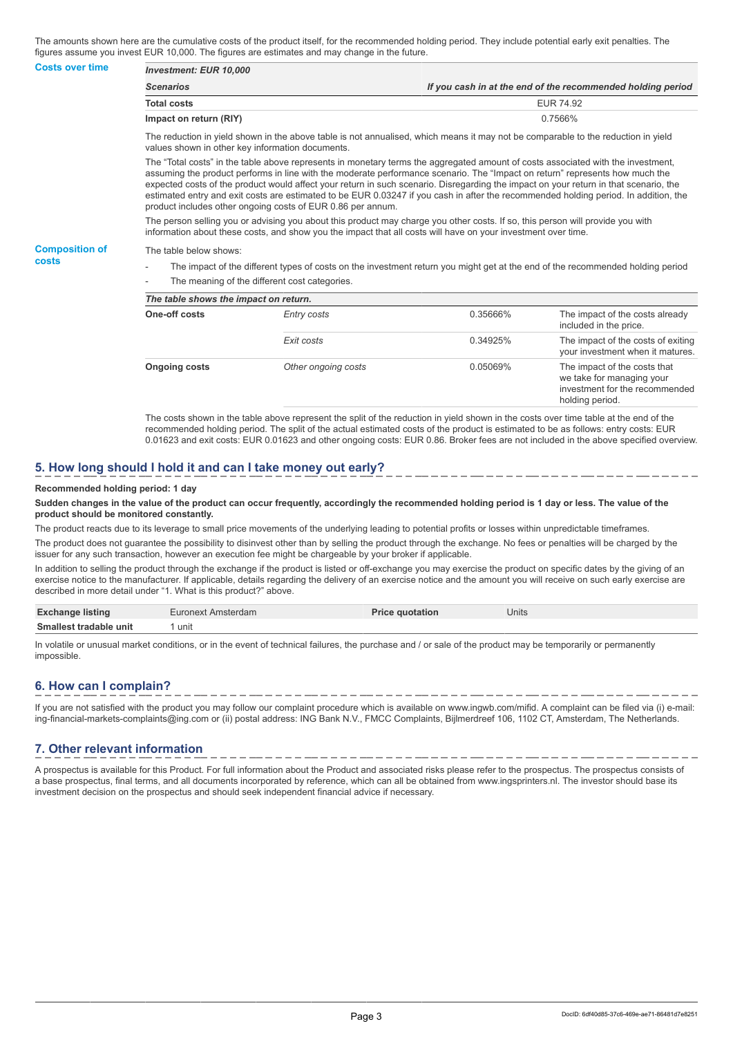The amounts shown here are the cumulative costs of the product itself, for the recommended holding period. They include potential early exit penalties. The figures assume you invest EUR 10,000. The figures are estimates and may change in the future.

**Costs over time**

| *Investment: EUR 10,000* | |
|---|---|
| ***Scenarios*** | ***If you cash in at the end of the recommended holding period*** |
| **Total costs** | EUR 74.92 |
| **Impact on return (RIY)** | 0.7566% |

The reduction in yield shown in the above table is not annualised, which means it may not be comparable to the reduction in yield values shown in other key information documents.

The "Total costs" in the table above represents in monetary terms the aggregated amount of costs associated with the investment, assuming the product performs in line with the moderate performance scenario. The "Impact on return" represents how much the expected costs of the product would affect your return in such scenario. Disregarding the impact on your return in that scenario, the estimated entry and exit costs are estimated to be EUR 0.03247 if you cash in after the recommended holding period. In addition, the product includes other ongoing costs of EUR 0.86 per annum.

The person selling you or advising you about this product may charge you other costs. If so, this person will provide you with information about these costs, and show you the impact that all costs will have on your investment over time.

**Composition of costs**

The table below shows:

- The impact of the different types of costs on the investment return you might get at the end of the recommended holding period
- The meaning of the different cost categories.

| *The table shows the impact on return.* | | | |
|---|---|---|---|
| **One-off costs** | *Entry costs* | 0.35666% | The impact of the costs already included in the price. |
| | *Exit costs* | 0.34925% | The impact of the costs of exiting your investment when it matures. |
| **Ongoing costs** | *Other ongoing costs* | 0.05069% | The impact of the costs that we take for managing your investment for the recommended holding period. |

The costs shown in the table above represent the split of the reduction in yield shown in the costs over time table at the end of the recommended holding period. The split of the actual estimated costs of the product is estimated to be as follows: entry costs: EUR 0.01623 and exit costs: EUR 0.01623 and other ongoing costs: EUR 0.86. Broker fees are not included in the above specified overview.

## 5. How long should I hold it and can I take money out early?

**Recommended holding period: 1 day**

**Sudden changes in the value of the product can occur frequently, accordingly the recommended holding period is 1 day or less. The value of the product should be monitored constantly.**

The product reacts due to its leverage to small price movements of the underlying leading to potential profits or losses within unpredictable timeframes.

The product does not guarantee the possibility to disinvest other than by selling the product through the exchange. No fees or penalties will be charged by the issuer for any such transaction, however an execution fee might be chargeable by your broker if applicable.

In addition to selling the product through the exchange if the product is listed or off-exchange you may exercise the product on specific dates by the giving of an exercise notice to the manufacturer. If applicable, details regarding the delivery of an exercise notice and the amount you will receive on such early exercise are described in more detail under "1. What is this product?" above.

| **Exchange listing** | Euronext Amsterdam | **Price quotation** | Units |
|---|---|---|---|
| **Smallest tradable unit** | 1 unit | | |

In volatile or unusual market conditions, or in the event of technical failures, the purchase and / or sale of the product may be temporarily or permanently impossible.

## 6. How can I complain?

If you are not satisfied with the product you may follow our complaint procedure which is available on www.ingwb.com/mifid. A complaint can be filed via (i) e-mail: ing-financial-markets-complaints@ing.com or (ii) postal address: ING Bank N.V., FMCC Complaints, Bijlmerdreef 106, 1102 CT, Amsterdam, The Netherlands.

## 7. Other relevant information

A prospectus is available for this Product. For full information about the Product and associated risks please refer to the prospectus. The prospectus consists of a base prospectus, final terms, and all documents incorporated by reference, which can all be obtained from www.ingsprinters.nl. The investor should base its investment decision on the prospectus and should seek independent financial advice if necessary.